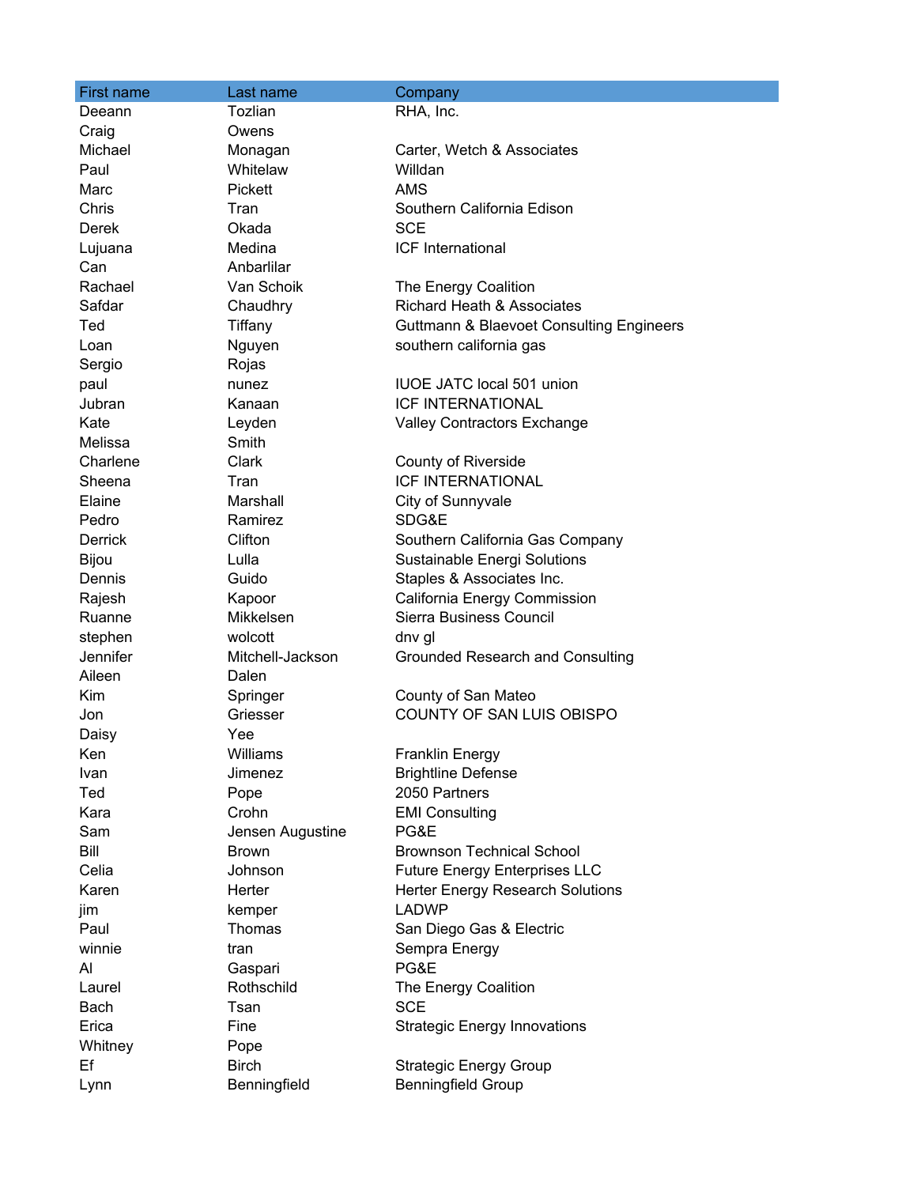| First name | Last name | Company |
| --- | --- | --- |
| Deeann | Tozlian | RHA, Inc. |
| Craig | Owens | |
| Michael | Monagan | Carter, Wetch & Associates |
| Paul | Whitelaw | Willdan |
| Marc | Pickett | AMS |
| Chris | Tran | Southern California Edison |
| Derek | Okada | SCE |
| Lujuana | Medina | ICF International |
| Can | Anbarlilar | |
| Rachael | Van Schoik | The Energy Coalition |
| Safdar | Chaudhry | Richard Heath & Associates |
| Ted | Tiffany | Guttmann & Blaevoet Consulting Engineers |
| Loan | Nguyen | southern california gas |
| Sergio | Rojas | |
| paul | nunez | IUOE JATC local 501 union |
| Jubran | Kanaan | ICF INTERNATIONAL |
| Kate | Leyden | Valley Contractors Exchange |
| Melissa | Smith | |
| Charlene | Clark | County of Riverside |
| Sheena | Tran | ICF INTERNATIONAL |
| Elaine | Marshall | City of Sunnyvale |
| Pedro | Ramirez | SDG&E |
| Derrick | Clifton | Southern California Gas Company |
| Bijou | Lulla | Sustainable Energi Solutions |
| Dennis | Guido | Staples & Associates Inc. |
| Rajesh | Kapoor | California Energy Commission |
| Ruanne | Mikkelsen | Sierra Business Council |
| stephen | wolcott | dnv gl |
| Jennifer | Mitchell-Jackson | Grounded Research and Consulting |
| Aileen | Dalen | |
| Kim | Springer | County of San Mateo |
| Jon | Griesser | COUNTY OF SAN LUIS OBISPO |
| Daisy | Yee | |
| Ken | Williams | Franklin Energy |
| Ivan | Jimenez | Brightline Defense |
| Ted | Pope | 2050 Partners |
| Kara | Crohn | EMI Consulting |
| Sam | Jensen Augustine | PG&E |
| Bill | Brown | Brownson Technical School |
| Celia | Johnson | Future Energy Enterprises LLC |
| Karen | Herter | Herter Energy Research Solutions |
| jim | kemper | LADWP |
| Paul | Thomas | San Diego Gas & Electric |
| winnie | tran | Sempra Energy |
| Al | Gaspari | PG&E |
| Laurel | Rothschild | The Energy Coalition |
| Bach | Tsan | SCE |
| Erica | Fine | Strategic Energy Innovations |
| Whitney | Pope | |
| Ef | Birch | Strategic Energy Group |
| Lynn | Benningfield | Benningfield Group |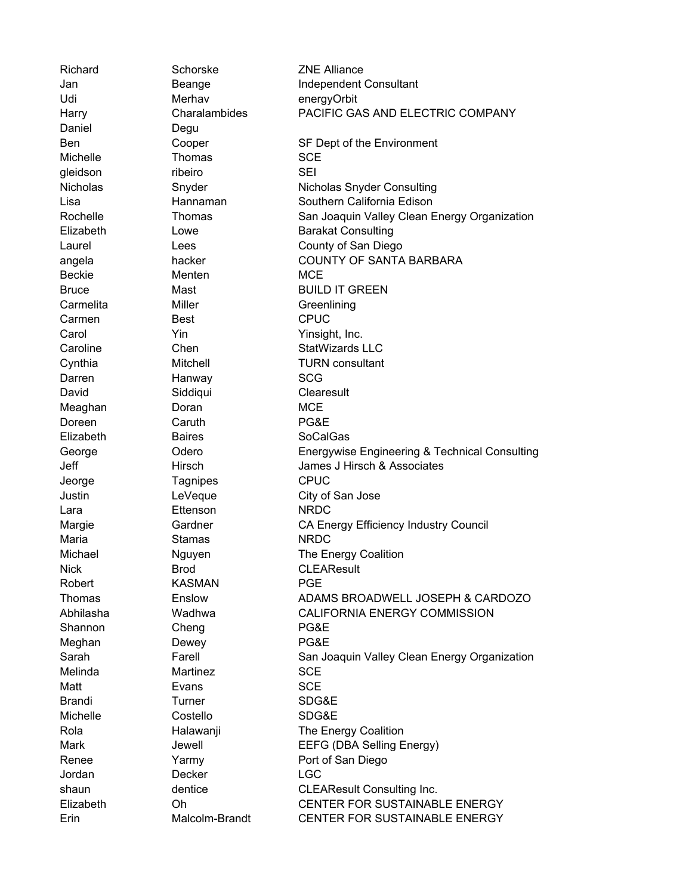| | | |
|---|---|---|
| Richard | Schorske | ZNE Alliance |
| Jan | Beange | Independent Consultant |
| Udi | Merhav | energyOrbit |
| Harry | Charalambides | PACIFIC GAS AND ELECTRIC COMPANY |
| Daniel | Degu | |
| Ben | Cooper | SF Dept of the Environment |
| Michelle | Thomas | SCE |
| gleidson | ribeiro | SEI |
| Nicholas | Snyder | Nicholas Snyder Consulting |
| Lisa | Hannaman | Southern California Edison |
| Rochelle | Thomas | San Joaquin Valley Clean Energy Organization |
| Elizabeth | Lowe | Barakat Consulting |
| Laurel | Lees | County of San Diego |
| angela | hacker | COUNTY OF SANTA BARBARA |
| Beckie | Menten | MCE |
| Bruce | Mast | BUILD IT GREEN |
| Carmelita | Miller | Greenlining |
| Carmen | Best | CPUC |
| Carol | Yin | Yinsight, Inc. |
| Caroline | Chen | StatWizards LLC |
| Cynthia | Mitchell | TURN consultant |
| Darren | Hanway | SCG |
| David | Siddiqui | Clearesult |
| Meaghan | Doran | MCE |
| Doreen | Caruth | PG&E |
| Elizabeth | Baires | SoCalGas |
| George | Odero | Energywise Engineering & Technical Consulting |
| Jeff | Hirsch | James J Hirsch & Associates |
| Jeorge | Tagnipes | CPUC |
| Justin | LeVeque | City of San Jose |
| Lara | Ettenson | NRDC |
| Margie | Gardner | CA Energy Efficiency Industry Council |
| Maria | Stamas | NRDC |
| Michael | Nguyen | The Energy Coalition |
| Nick | Brod | CLEAResult |
| Robert | KASMAN | PGE |
| Thomas | Enslow | ADAMS BROADWELL JOSEPH & CARDOZO |
| Abhilasha | Wadhwa | CALIFORNIA ENERGY COMMISSION |
| Shannon | Cheng | PG&E |
| Meghan | Dewey | PG&E |
| Sarah | Farell | San Joaquin Valley Clean Energy Organization |
| Melinda | Martinez | SCE |
| Matt | Evans | SCE |
| Brandi | Turner | SDG&E |
| Michelle | Costello | SDG&E |
| Rola | Halawanji | The Energy Coalition |
| Mark | Jewell | EEFG (DBA Selling Energy) |
| Renee | Yarmy | Port of San Diego |
| Jordan | Decker | LGC |
| shaun | dentice | CLEAResult Consulting Inc. |
| Elizabeth | Oh | CENTER FOR SUSTAINABLE ENERGY |
| Erin | Malcolm-Brandt | CENTER FOR SUSTAINABLE ENERGY |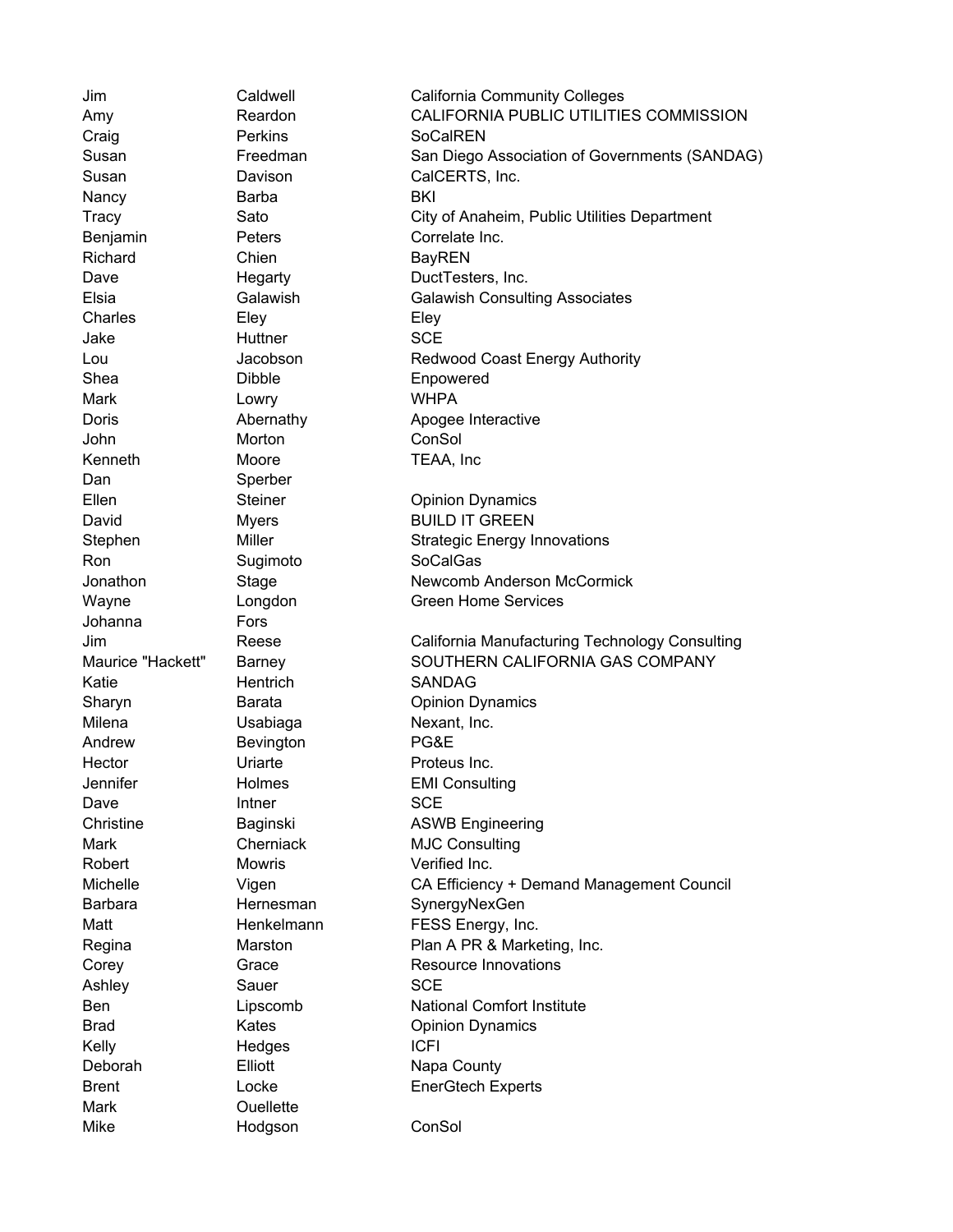| | | |
|---|---|---|
| Jim | Caldwell | California Community Colleges |
| Amy | Reardon | CALIFORNIA PUBLIC UTILITIES COMMISSION |
| Craig | Perkins | SoCalREN |
| Susan | Freedman | San Diego Association of Governments (SANDAG) |
| Susan | Davison | CalCERTS, Inc. |
| Nancy | Barba | BKI |
| Tracy | Sato | City of Anaheim, Public Utilities Department |
| Benjamin | Peters | Correlate Inc. |
| Richard | Chien | BayREN |
| Dave | Hegarty | DuctTesters, Inc. |
| Elsia | Galawish | Galawish Consulting Associates |
| Charles | Eley | Eley |
| Jake | Huttner | SCE |
| Lou | Jacobson | Redwood Coast Energy Authority |
| Shea | Dibble | Enpowered |
| Mark | Lowry | WHPA |
| Doris | Abernathy | Apogee Interactive |
| John | Morton | ConSol |
| Kenneth | Moore | TEAA, Inc |
| Dan | Sperber | |
| Ellen | Steiner | Opinion Dynamics |
| David | Myers | BUILD IT GREEN |
| Stephen | Miller | Strategic Energy Innovations |
| Ron | Sugimoto | SoCalGas |
| Jonathon | Stage | Newcomb Anderson McCormick |
| Wayne | Longdon | Green Home Services |
| Johanna | Fors | |
| Jim | Reese | California Manufacturing Technology Consulting |
| Maurice "Hackett" | Barney | SOUTHERN CALIFORNIA GAS COMPANY |
| Katie | Hentrich | SANDAG |
| Sharyn | Barata | Opinion Dynamics |
| Milena | Usabiaga | Nexant, Inc. |
| Andrew | Bevington | PG&E |
| Hector | Uriarte | Proteus Inc. |
| Jennifer | Holmes | EMI Consulting |
| Dave | Intner | SCE |
| Christine | Baginski | ASWB Engineering |
| Mark | Cherniack | MJC Consulting |
| Robert | Mowris | Verified Inc. |
| Michelle | Vigen | CA Efficiency + Demand Management Council |
| Barbara | Hernesman | SynergyNexGen |
| Matt | Henkelmann | FESS Energy, Inc. |
| Regina | Marston | Plan A PR & Marketing, Inc. |
| Corey | Grace | Resource Innovations |
| Ashley | Sauer | SCE |
| Ben | Lipscomb | National Comfort Institute |
| Brad | Kates | Opinion Dynamics |
| Kelly | Hedges | ICFI |
| Deborah | Elliott | Napa County |
| Brent | Locke | EnerGtech Experts |
| Mark | Ouellette | |
| Mike | Hodgson | ConSol |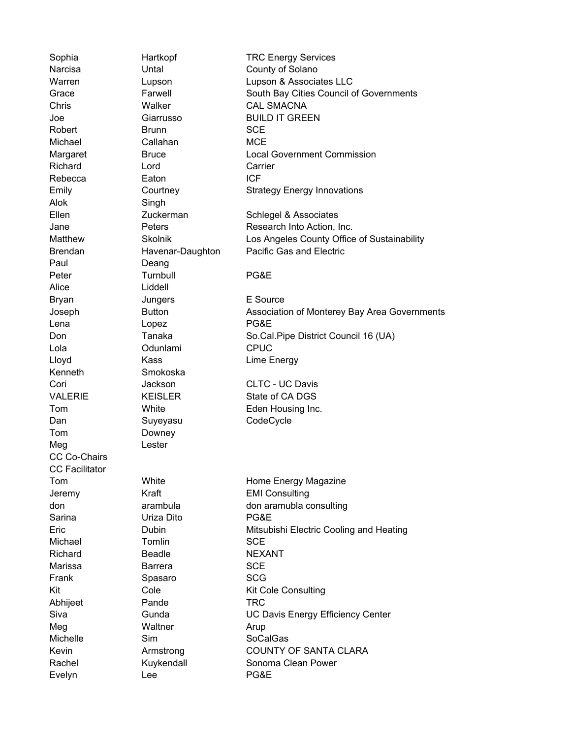| | | |
|---|---|---|
| Sophia | Hartkopf | TRC Energy Services |
| Narcisa | Untal | County of Solano |
| Warren | Lupson | Lupson & Associates LLC |
| Grace | Farwell | South Bay Cities Council of Governments |
| Chris | Walker | CAL SMACNA |
| Joe | Giarrusso | BUILD IT GREEN |
| Robert | Brunn | SCE |
| Michael | Callahan | MCE |
| Margaret | Bruce | Local Government Commission |
| Richard | Lord | Carrier |
| Rebecca | Eaton | ICF |
| Emily | Courtney | Strategy Energy Innovations |
| Alok | Singh | |
| Ellen | Zuckerman | Schlegel & Associates |
| Jane | Peters | Research Into Action, Inc. |
| Matthew | Skolnik | Los Angeles County Office of Sustainability |
| Brendan | Havenar-Daughton | Pacific Gas and Electric |
| Paul | Deang | |
| Peter | Turnbull | PG&E |
| Alice | Liddell | |
| Bryan | Jungers | E Source |
| Joseph | Button | Association of Monterey Bay Area Governments |
| Lena | Lopez | PG&E |
| Don | Tanaka | So.Cal.Pipe District Council 16 (UA) |
| Lola | Odunlami | CPUC |
| Lloyd | Kass | Lime Energy |
| Kenneth | Smokoska | |
| Cori | Jackson | CLTC - UC Davis |
| VALERIE | KEISLER | State of CA DGS |
| Tom | White | Eden Housing Inc. |
| Dan | Suyeyasu | CodeCycle |
| Tom | Downey | |
| Meg | Lester | |
| CC Co-Chairs | | |
| CC Facilitator | | |
| Tom | White | Home Energy Magazine |
| Jeremy | Kraft | EMI Consulting |
| don | arambula | don aramubla consulting |
| Sarina | Uriza Dito | PG&E |
| Eric | Dubin | Mitsubishi Electric Cooling and Heating |
| Michael | Tomlin | SCE |
| Richard | Beadle | NEXANT |
| Marissa | Barrera | SCE |
| Frank | Spasaro | SCG |
| Kit | Cole | Kit Cole Consulting |
| Abhijeet | Pande | TRC |
| Siva | Gunda | UC Davis Energy Efficiency Center |
| Meg | Waltner | Arup |
| Michelle | Sim | SoCalGas |
| Kevin | Armstrong | COUNTY OF SANTA CLARA |
| Rachel | Kuykendall | Sonoma Clean Power |
| Evelyn | Lee | PG&E |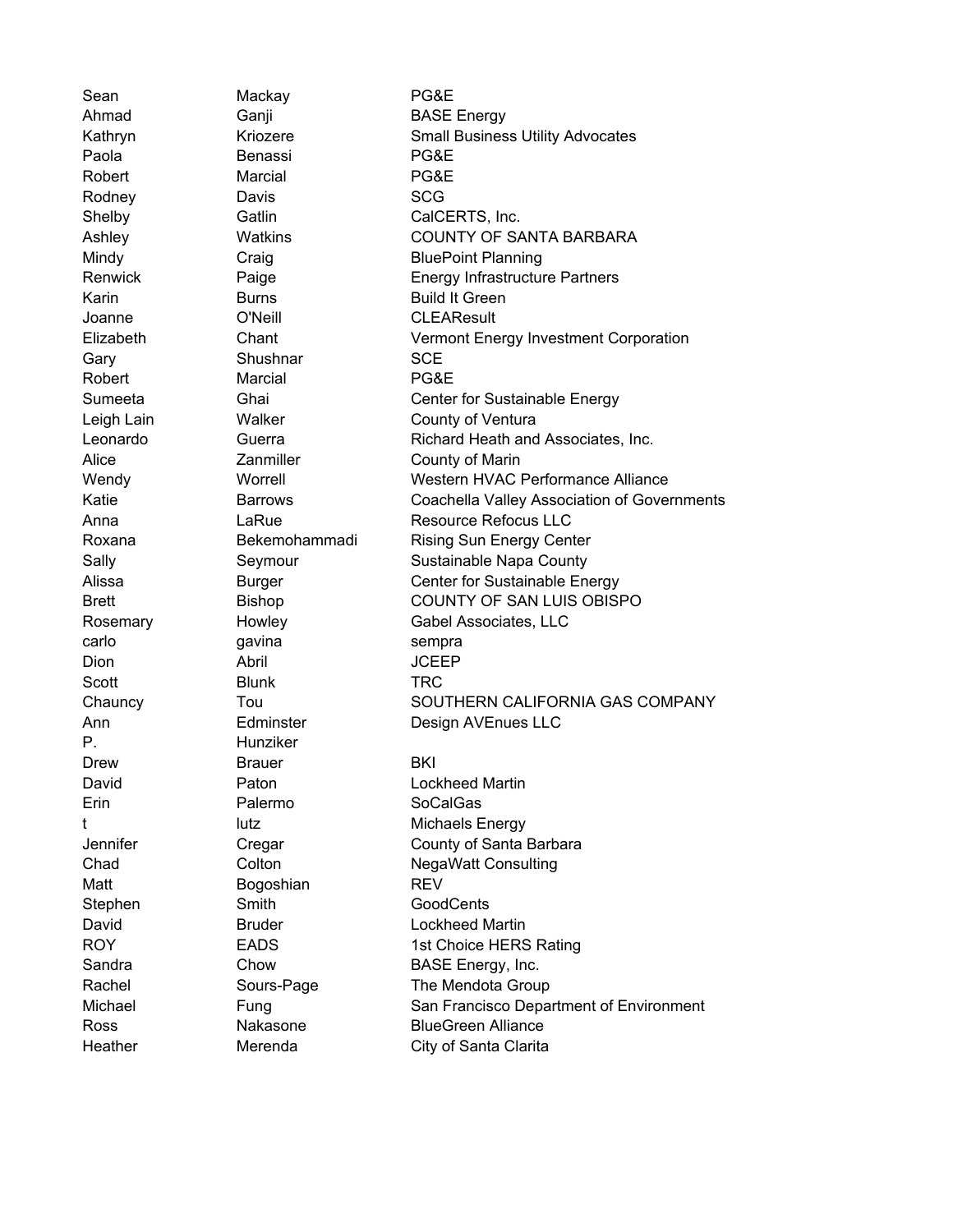| | | |
|---|---|---|
| Sean | Mackay | PG&E |
| Ahmad | Ganji | BASE Energy |
| Kathryn | Kriozere | Small Business Utility Advocates |
| Paola | Benassi | PG&E |
| Robert | Marcial | PG&E |
| Rodney | Davis | SCG |
| Shelby | Gatlin | CalCERTS, Inc. |
| Ashley | Watkins | COUNTY OF SANTA BARBARA |
| Mindy | Craig | BluePoint Planning |
| Renwick | Paige | Energy Infrastructure Partners |
| Karin | Burns | Build It Green |
| Joanne | O'Neill | CLEAResult |
| Elizabeth | Chant | Vermont Energy Investment Corporation |
| Gary | Shushnar | SCE |
| Robert | Marcial | PG&E |
| Sumeeta | Ghai | Center for Sustainable Energy |
| Leigh Lain | Walker | County of Ventura |
| Leonardo | Guerra | Richard Heath and Associates, Inc. |
| Alice | Zanmiller | County of Marin |
| Wendy | Worrell | Western HVAC Performance Alliance |
| Katie | Barrows | Coachella Valley Association of Governments |
| Anna | LaRue | Resource Refocus LLC |
| Roxana | Bekemohammadi | Rising Sun Energy Center |
| Sally | Seymour | Sustainable Napa County |
| Alissa | Burger | Center for Sustainable Energy |
| Brett | Bishop | COUNTY OF SAN LUIS OBISPO |
| Rosemary | Howley | Gabel Associates, LLC |
| carlo | gavina | sempra |
| Dion | Abril | JCEEP |
| Scott | Blunk | TRC |
| Chauncy | Tou | SOUTHERN CALIFORNIA GAS COMPANY |
| Ann | Edminster | Design AVEnues LLC |
| P. | Hunziker | |
| Drew | Brauer | BKI |
| David | Paton | Lockheed Martin |
| Erin | Palermo | SoCalGas |
| t | lutz | Michaels Energy |
| Jennifer | Cregar | County of Santa Barbara |
| Chad | Colton | NegaWatt Consulting |
| Matt | Bogoshian | REV |
| Stephen | Smith | GoodCents |
| David | Bruder | Lockheed Martin |
| ROY | EADS | 1st Choice HERS Rating |
| Sandra | Chow | BASE Energy, Inc. |
| Rachel | Sours-Page | The Mendota Group |
| Michael | Fung | San Francisco Department of Environment |
| Ross | Nakasone | BlueGreen Alliance |
| Heather | Merenda | City of Santa Clarita |